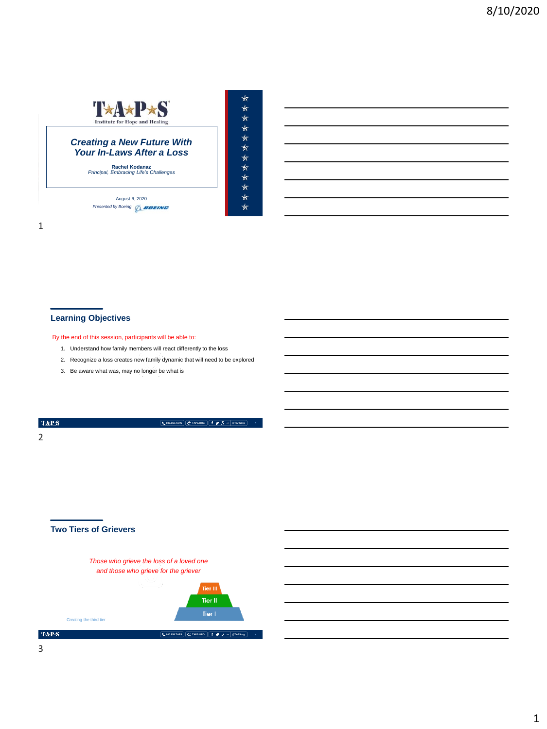TAPS
Institute for Hope and Healing

## Creating a New Future With Your In-Laws After a Loss

**Rachel Kodanaz**
*Principal, Embracing Life's Challenges*

August 6, 2020
*Presented by Boeing*

## Learning Objectives

By the end of this session, participants will be able to:

1. Understand how family members will react differently to the loss
2. Recognize a loss creates new family dynamic that will need to be explored
3. Be aware what was, may no longer be what is

## Two Tiers of Grievers

*Those who grieve the loss of a loved one and those who grieve for the griever*

Tier III

Tier II

Tier I

Creating the third tier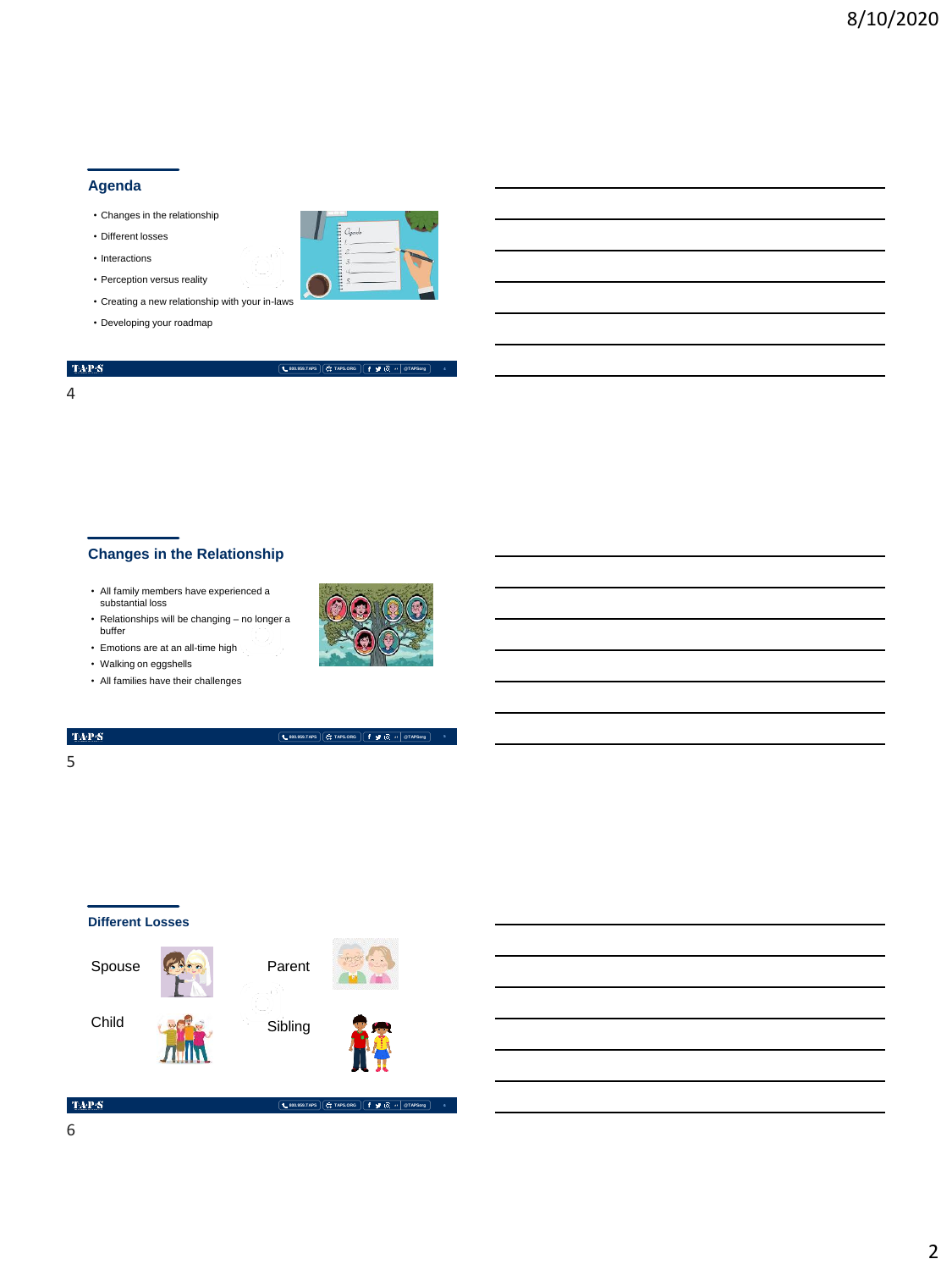## Agenda

- Changes in the relationship
- Different losses
- Interactions
- Perception versus reality
- Creating a new relationship with your in-laws
- Developing your roadmap

## Changes in the Relationship

- All family members have experienced a substantial loss
- Relationships will be changing – no longer a buffer
- Emotions are at an all-time high
- Walking on eggshells
- All families have their challenges

## Different Losses

Spouse

Parent

Child

Sibling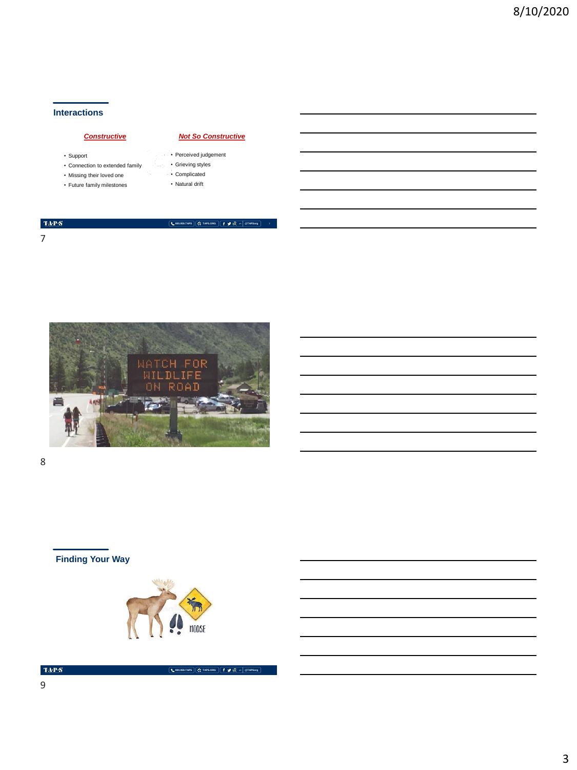## Interactions

| *Constructive* | *Not So Constructive* |
| --- | --- |
| • Support | • Perceived judgement |
| • Connection to extended family | • Grieving styles |
| • Missing their loved one | • Complicated |
| • Future family milestones | • Natural drift |

## Finding Your Way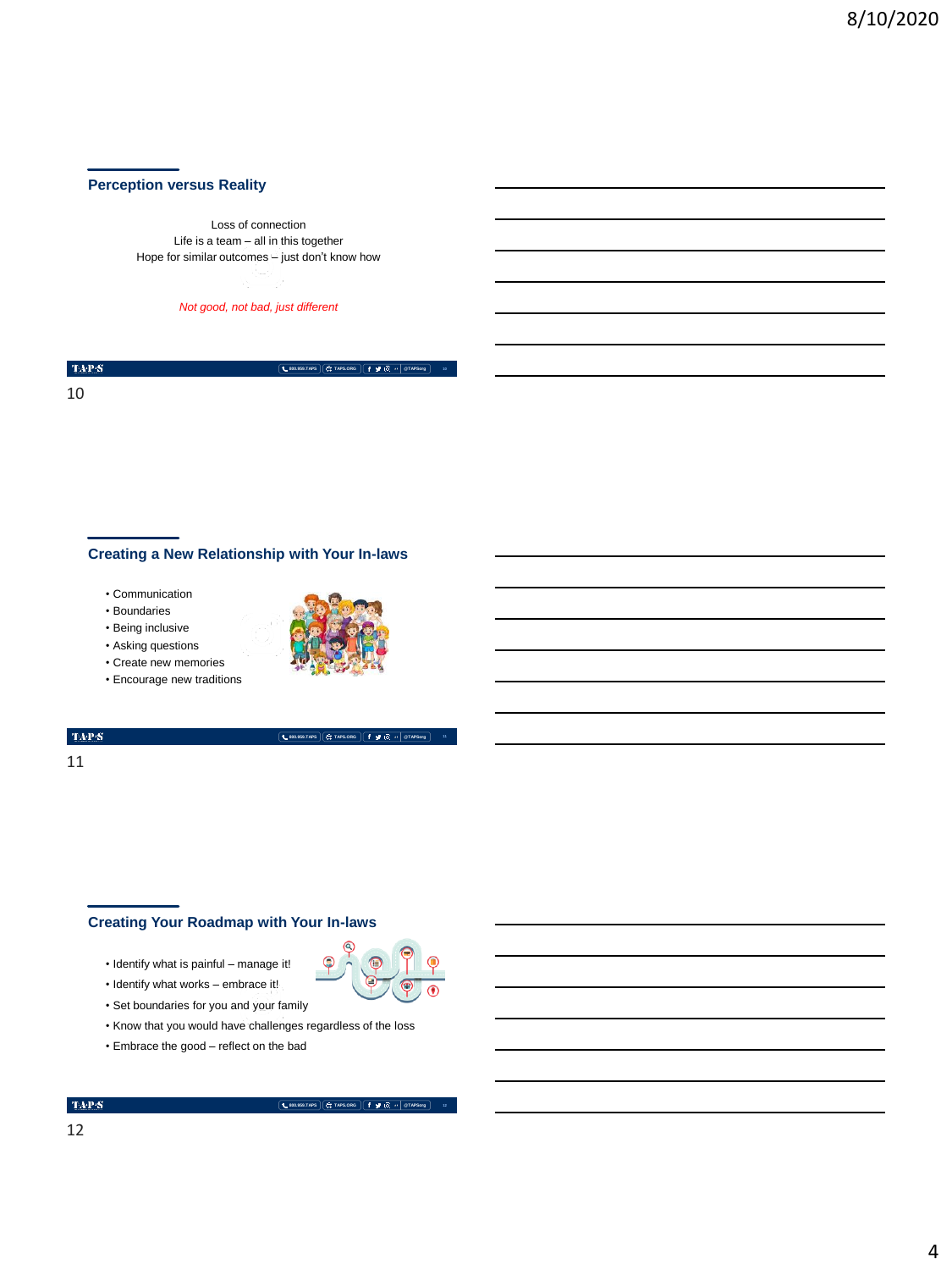## Perception versus Reality

Loss of connection
Life is a team – all in this together
Hope for similar outcomes – just don't know how

*Not good, not bad, just different*

## Creating a New Relationship with Your In-laws

- Communication
- Boundaries
- Being inclusive
- Asking questions
- Create new memories
- Encourage new traditions

## Creating Your Roadmap with Your In-laws

- Identify what is painful – manage it!
- Identify what works – embrace it!
- Set boundaries for you and your family
- Know that you would have challenges regardless of the loss
- Embrace the good – reflect on the bad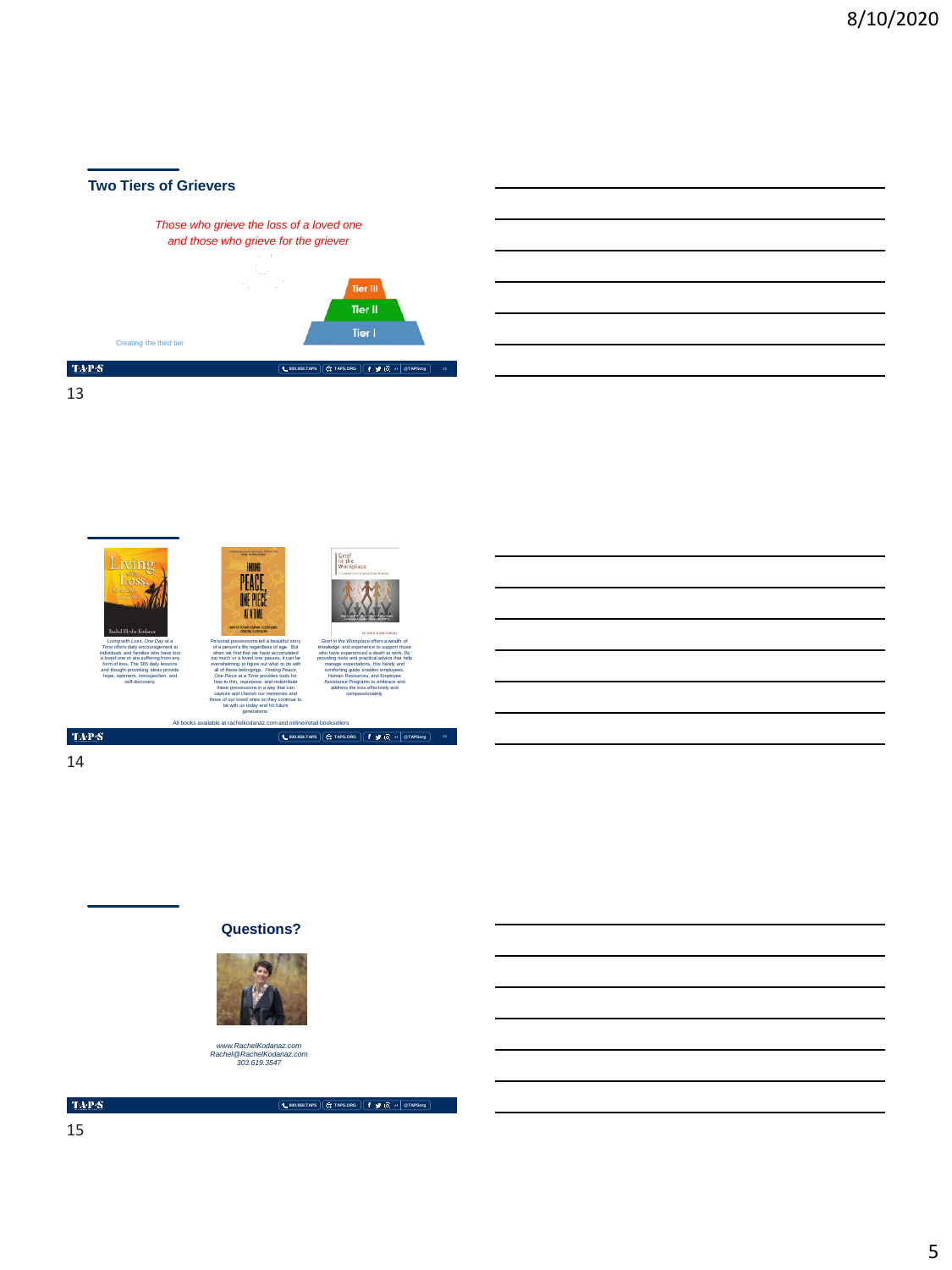## Two Tiers of Grievers

*Those who grieve the loss of a loved one and those who grieve for the griever*

Tier III

Tier II

Tier I

Creating the third tier

---

*Living with Loss, One Day at a Time* offers daily encouragement to individuals and families who have lost a loved one or are suffering from any form of loss. The 365 daily lessons and thought-provoking ideas provide hope, optimism, introspection, and self-discovery.

Personal possessions tell a beautiful story of a person's life regardless of age. But when we find that we have accumulated too much or a loved one passes, it can be overwhelming to figure out what to do with all of these belongings. *Finding Peace, One Piece at a Time* provides tools for how to thin, repurpose, and redistribute these possessions in a way that can capture and cherish our memories and those of our loved ones so they continue to be with us today and for future generations.

*Grief in the Workplace* offers a wealth of knowledge and experience to support those who have experienced a death at work. By providing tools and practical advice that help manage expectations, this handy and comforting guide enables employees, Human Resources, and Employee Assistance Programs to embrace and address the loss effectively and compassionately.

All books available at rachelkodanaz.com and online/retail booksellers

---

## Questions?

*www.RachelKodanaz.com*
*Rachel@RachelKodanaz.com*
*303.619.3547*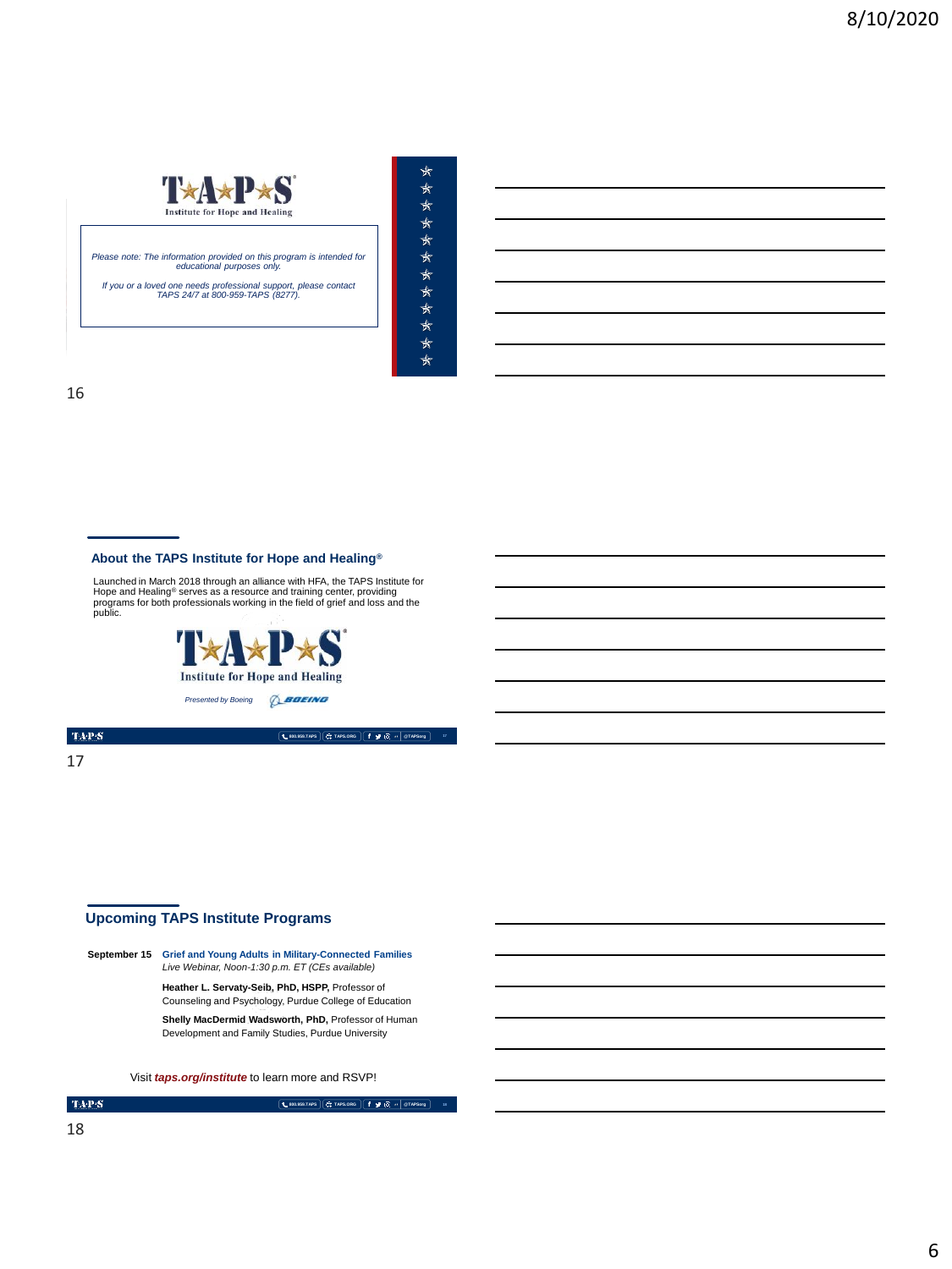TAPS Institute for Hope and Healing

*Please note: The information provided on this program is intended for educational purposes only.*

*If you or a loved one needs professional support, please contact TAPS 24/7 at 800-959-TAPS (8277).*

## About the TAPS Institute for Hope and Healing®

Launched in March 2018 through an alliance with HFA, the TAPS Institute for Hope and Healing® serves as a resource and training center, providing programs for both professionals working in the field of grief and loss and the public.

TAPS Institute for Hope and Healing

*Presented by Boeing*

## Upcoming TAPS Institute Programs

**September 15** **Grief and Young Adults in Military-Connected Families**
*Live Webinar, Noon-1:30 p.m. ET (CEs available)*

**Heather L. Servaty-Seib, PhD, HSPP,** Professor of Counseling and Psychology, Purdue College of Education

**Shelly MacDermid Wadsworth, PhD,** Professor of Human Development and Family Studies, Purdue University

Visit ***taps.org/institute*** to learn more and RSVP!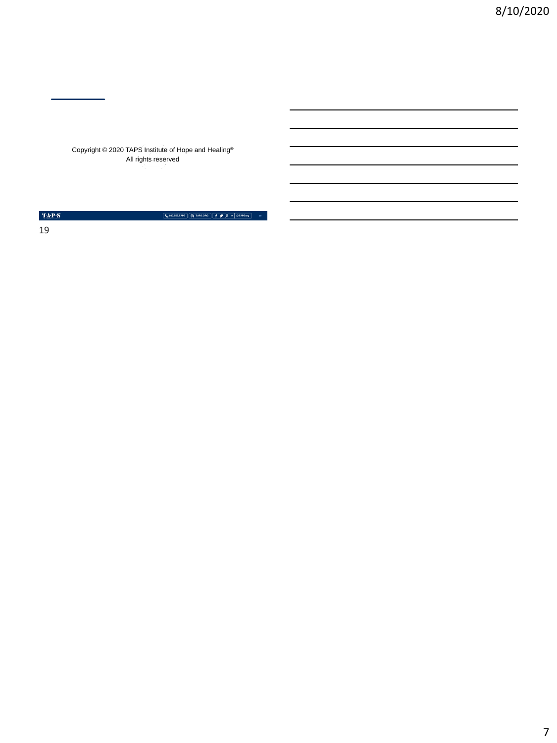Copyright © 2020 TAPS Institute of Hope and Healing®
All rights reserved